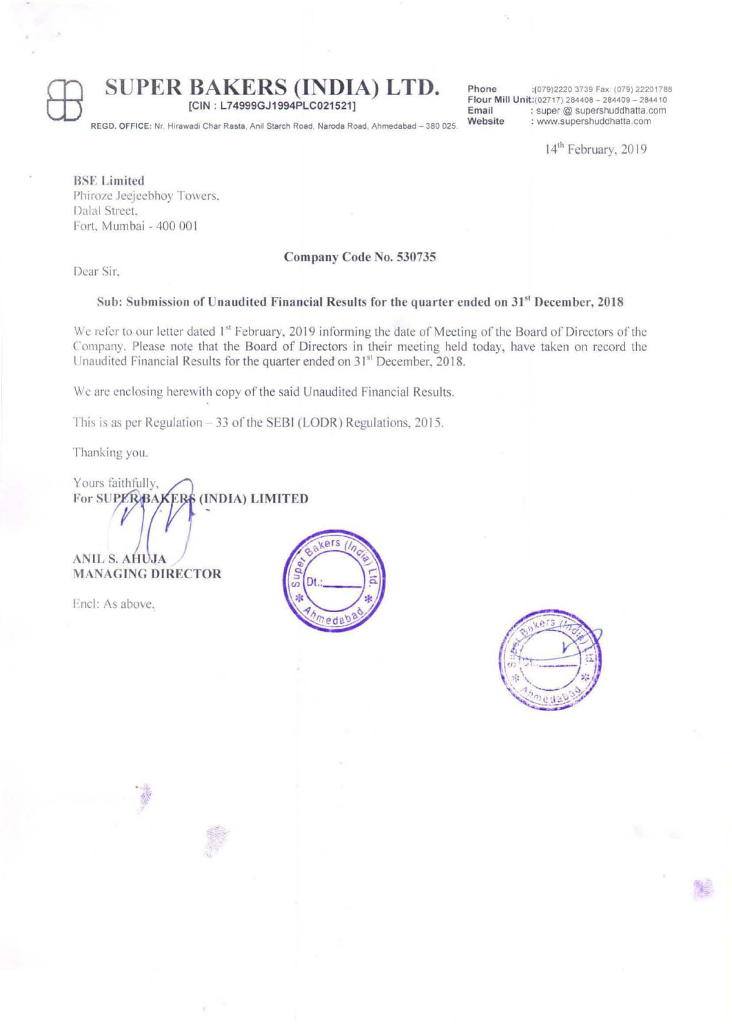# SUPER BAKERS (INDIA) LTD.

**[CIN : L74999GJ1994PLC021521]**

REGD. OFFICE: Nr. Hirawadi Char Rasta, Anil Starch Road, Naroda Road, Ahmedabad – 380 025.

**Phone** :(079)2220 3739 Fax: (079) 22201788
**Flour Mill Unit**:(02717) 284408 – 284409 – 284410
**Email** : super @ supershuddhatta.com
**Website** : www.supershuddhatta.com

14th February, 2019

BSE Limited
Phiroze Jeejeebhoy Towers,
Dalal Street,
Fort, Mumbai - 400 001

**Company Code No. 530735**

Dear Sir,

**Sub: Submission of Unaudited Financial Results for the quarter ended on 31st December, 2018**

We refer to our letter dated 1st February, 2019 informing the date of Meeting of the Board of Directors of the Company. Please note that the Board of Directors in their meeting held today, have taken on record the Unaudited Financial Results for the quarter ended on 31st December, 2018.

We are enclosing herewith copy of the said Unaudited Financial Results.

This is as per Regulation – 33 of the SEBI (LODR) Regulations, 2015.

Thanking you.

Yours faithfully,
**For SUPER BAKERS (INDIA) LIMITED**

**ANIL S. AHUJA**
**MANAGING DIRECTOR**

Encl: As above.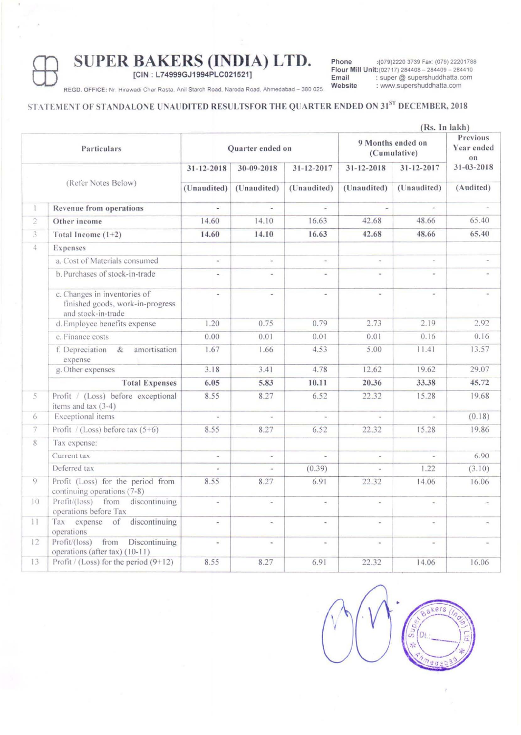# SUPER BAKERS (INDIA) LTD.

[CIN : L74999GJ1994PLC021521]

REGD. OFFICE: Nr. Hirawadi Char Rasta, Anil Starch Road, Naroda Road, Ahmedabad – 380 025.

Phone :(079)2220 3739 Fax: (079) 22201788
Flour Mill Unit:(02717) 284408 – 284409 – 284410
Email : super @ supershuddhatta.com
Website : www.supershuddhatta.com

## STATEMENT OF STANDALONE UNAUDITED RESULTSFOR THE QUARTER ENDED ON 31[ST] DECEMBER, 2018

(Rs. In lakh)

| | Particulars | Quarter ended on | | | 9 Months ended on (Cumulative) | | Previous Year ended on |
|---|---|---|---|---|---|---|---|
| | (Refer Notes Below) | 31-12-2018 | 30-09-2018 | 31-12-2017 | 31-12-2018 | 31-12-2017 | 31-03-2018 |
| | | (Unaudited) | (Unaudited) | (Unaudited) | (Unaudited) | (Unaudited) | (Audited) |
| 1 | **Revenue from operations** | - | - | - | - | - | - |
| 2 | **Other income** | 14.60 | 14.10 | 16.63 | 42.68 | 48.66 | 65.40 |
| 3 | **Total Income (1+2)** | **14.60** | **14.10** | **16.63** | **42.68** | **48.66** | **65.40** |
| 4 | **Expenses** | | | | | | |
| | a. Cost of Materials consumed | - | - | - | - | - | - |
| | b. Purchases of stock-in-trade | - | - | - | - | - | - |
| | c. Changes in inventories of finished goods, work-in-progress and stock-in-trade | - | - | - | - | - | - |
| | d. Employee benefits expense | 1.20 | 0.75 | 0.79 | 2.73 | 2.19 | 2.92 |
| | e. Finance costs | 0.00 | 0.01 | 0.01 | 0.01 | 0.16 | 0.16 |
| | f. Depreciation & amortisation expense | 1.67 | 1.66 | 4.53 | 5.00 | 11.41 | 13.57 |
| | g. Other expenses | 3.18 | 3.41 | 4.78 | 12.62 | 19.62 | 29.07 |
| | **Total Expenses** | **6.05** | **5.83** | **10.11** | **20.36** | **33.38** | **45.72** |
| 5 | Profit / (Loss) before exceptional items and tax (3-4) | 8.55 | 8.27 | 6.52 | 22.32 | 15.28 | 19.68 |
| 6 | Exceptional items | - | - | - | - | - | (0.18) |
| 7 | Profit / (Loss) before tax (5+6) | 8.55 | 8.27 | 6.52 | 22.32 | 15.28 | 19.86 |
| 8 | Tax expense: | | | | | | |
| | Current tax | - | - | - | - | - | 6.90 |
| | Deferred tax | - | - | (0.39) | - | 1.22 | (3.10) |
| 9 | Profit (Loss) for the period from continuing operations (7-8) | 8.55 | 8.27 | 6.91 | 22.32 | 14.06 | 16.06 |
| 10 | Profit/(loss) from discontinuing operations before Tax | - | - | - | - | - | - |
| 11 | Tax expense of discontinuing operations | - | - | - | - | - | - |
| 12 | Profit/(loss) from Discontinuing operations (after tax) (10-11) | - | - | - | - | - | - |
| 13 | Profit / (Loss) for the period (9+12) | 8.55 | 8.27 | 6.91 | 22.32 | 14.06 | 16.06 |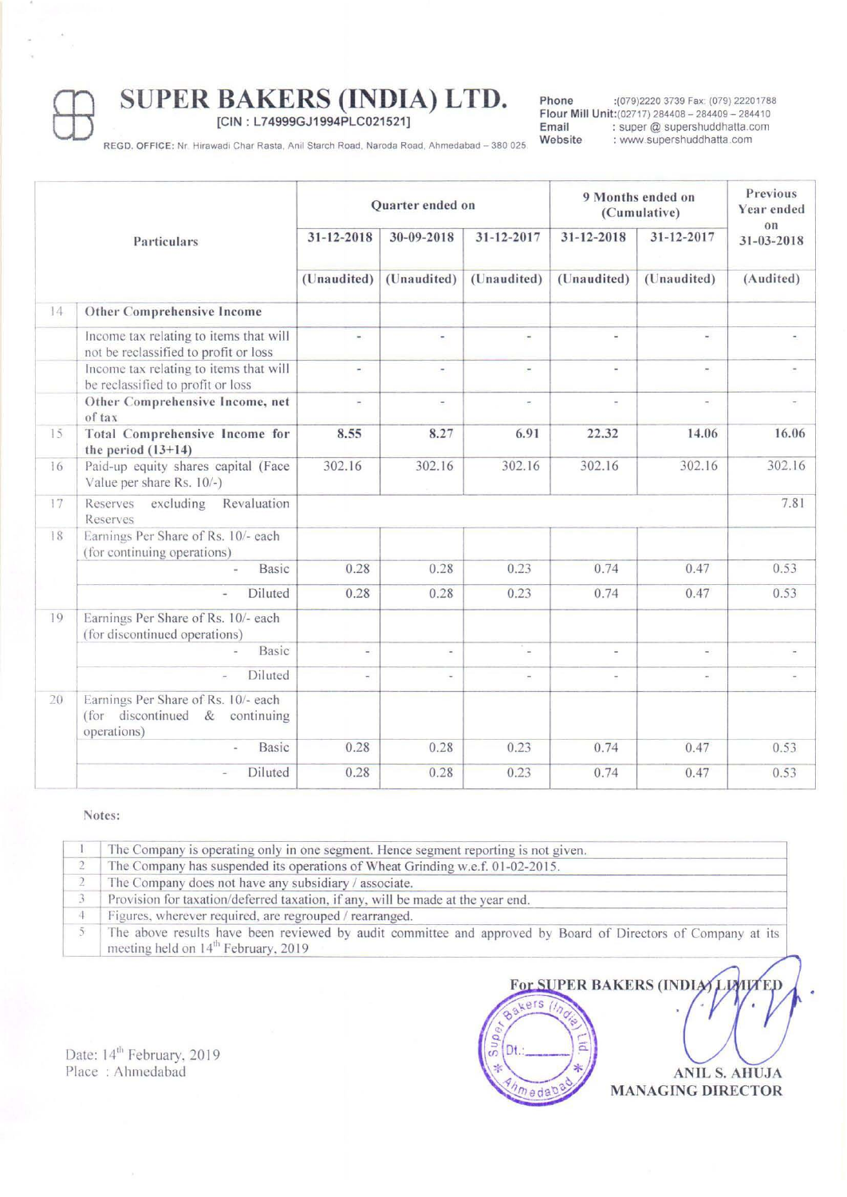# SUPER BAKERS (INDIA) LTD.

[CIN : L74999GJ1994PLC021521]

REGD. OFFICE: Nr. Hirawadi Char Rasta, Anil Starch Road, Naroda Road, Ahmedabad – 380 025.

Phone :(079)2220 3739 Fax: (079) 22201788
Flour Mill Unit:(02717) 284408 – 284409 – 284410
Email : super @ supershuddhatta.com
Website : www.supershuddhatta.com

| | Particulars | Quarter ended on | | | 9 Months ended on (Cumulative) | | Previous Year ended on |
|---|---|---|---|---|---|---|---|
| | | 31-12-2018 | 30-09-2018 | 31-12-2017 | 31-12-2018 | 31-12-2017 | 31-03-2018 |
| | | (Unaudited) | (Unaudited) | (Unaudited) | (Unaudited) | (Unaudited) | (Audited) |
| 14 | **Other Comprehensive Income** | | | | | | |
| | Income tax relating to items that will not be reclassified to profit or loss | - | - | - | - | - | - |
| | Income tax relating to items that will be reclassified to profit or loss | - | - | - | - | - | - |
| | **Other Comprehensive Income, net of tax** | - | - | - | - | - | - |
| 15 | **Total Comprehensive Income for the period (13+14)** | **8.55** | **8.27** | **6.91** | **22.32** | **14.06** | **16.06** |
| 16 | Paid-up equity shares capital (Face Value per share Rs. 10/-) | 302.16 | 302.16 | 302.16 | 302.16 | 302.16 | 302.16 |
| 17 | Reserves excluding Revaluation Reserves | | | | | | 7.81 |
| 18 | Earnings Per Share of Rs. 10/- each (for continuing operations) | | | | | | |
| | - Basic | 0.28 | 0.28 | 0.23 | 0.74 | 0.47 | 0.53 |
| | - Diluted | 0.28 | 0.28 | 0.23 | 0.74 | 0.47 | 0.53 |
| 19 | Earnings Per Share of Rs. 10/- each (for discontinued operations) | | | | | | |
| | - Basic | - | - | - | - | - | - |
| | - Diluted | - | - | - | - | - | - |
| 20 | Earnings Per Share of Rs. 10/- each (for discontinued & continuing operations) | | | | | | |
| | - Basic | 0.28 | 0.28 | 0.23 | 0.74 | 0.47 | 0.53 |
| | - Diluted | 0.28 | 0.28 | 0.23 | 0.74 | 0.47 | 0.53 |

Notes:

| | |
|---|---|
| 1 | The Company is operating only in one segment. Hence segment reporting is not given. |
| 2 | The Company has suspended its operations of Wheat Grinding w.e.f. 01-02-2015. |
| 2 | The Company does not have any subsidiary / associate. |
| 3 | Provision for taxation/deferred taxation, if any, will be made at the year end. |
| 4 | Figures, wherever required, are regrouped / rearranged. |
| 5 | The above results have been reviewed by audit committee and approved by Board of Directors of Company at its meeting held on 14th February, 2019 |

For SUPER BAKERS (INDIA) LIMITED

ANIL S. AHUJA
MANAGING DIRECTOR

Date: 14th February, 2019
Place : Ahmedabad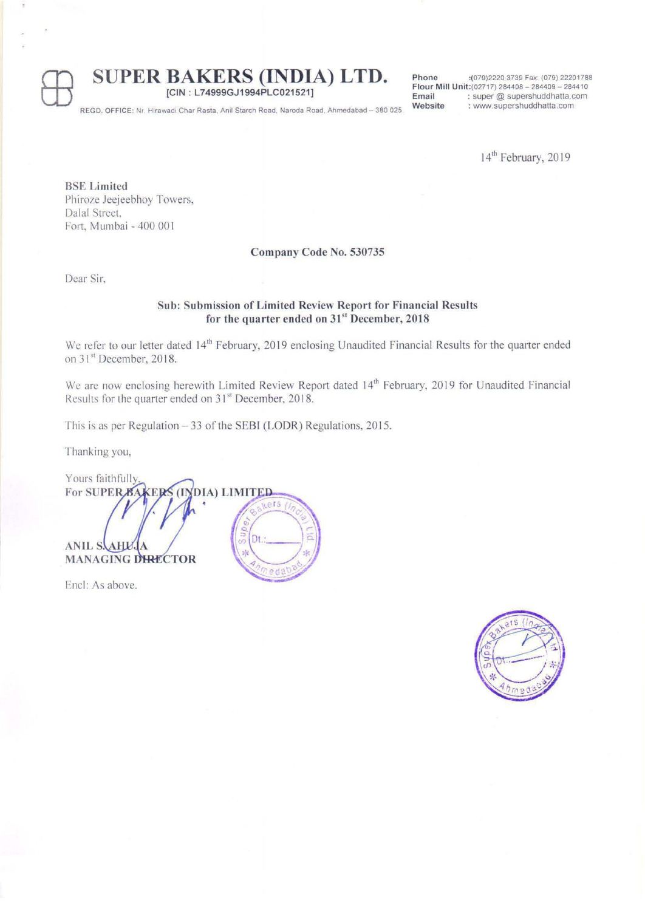# SUPER BAKERS (INDIA) LTD.

[CIN : L74999GJ1994PLC021521]

REGD. OFFICE: Nr. Hirawadi Char Rasta, Anil Starch Road, Naroda Road, Ahmedabad – 380 025.

**Phone** :(079)2220 3739 Fax: (079) 22201788
**Flour Mill Unit**:(02717) 284408 – 284409 – 284410
**Email** : super @ supershuddhatta.com
**Website** : www.supershuddhatta.com

14th February, 2019

**BSE Limited**
Phiroze Jeejeebhoy Towers,
Dalal Street,
Fort, Mumbai - 400 001

**Company Code No. 530735**

Dear Sir,

**Sub: Submission of Limited Review Report for Financial Results for the quarter ended on 31st December, 2018**

We refer to our letter dated 14th February, 2019 enclosing Unaudited Financial Results for the quarter ended on 31st December, 2018.

We are now enclosing herewith Limited Review Report dated 14th February, 2019 for Unaudited Financial Results for the quarter ended on 31st December, 2018.

This is as per Regulation – 33 of the SEBI (LODR) Regulations, 2015.

Thanking you,

Yours faithfully,
**For SUPER BAKERS (INDIA) LIMITED**

**ANIL S. AHUJA**
**MANAGING DIRECTOR**

Encl: As above.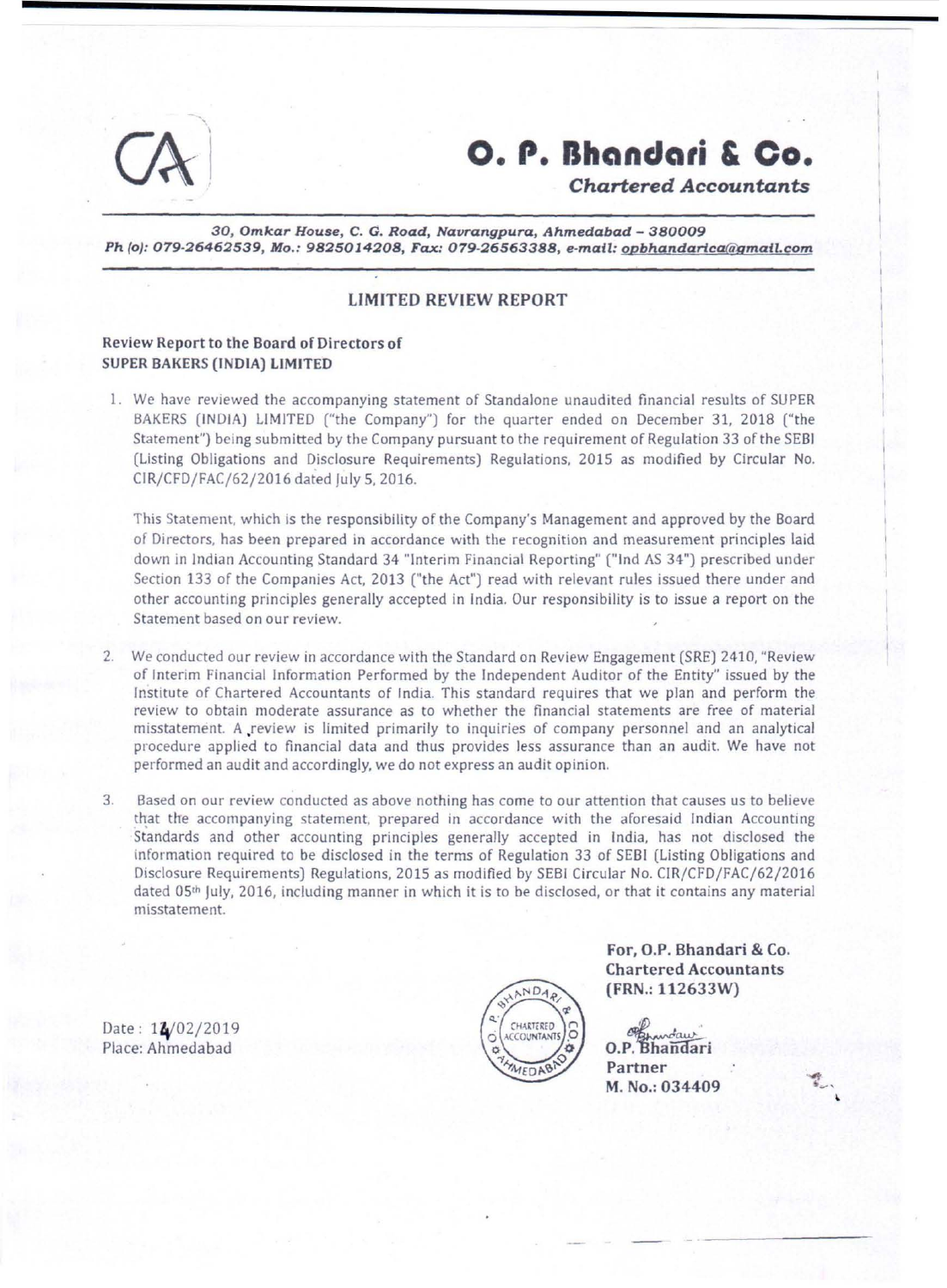# O. P. Bhandari & Co.

*Chartered Accountants*

*30, Omkar House, C. G. Road, Navrangpura, Ahmedabad – 380009*
*Ph (o): 079-26462539, Mo.: 9825014208, Fax: 079-26563388, e-mail: opbhandarica@gmail.com*

## LIMITED REVIEW REPORT

**Review Report to the Board of Directors of**
**SUPER BAKERS (INDIA) LIMITED**

1. We have reviewed the accompanying statement of Standalone unaudited financial results of SUPER BAKERS (INDIA) LIMITED ("the Company") for the quarter ended on December 31, 2018 ("the Statement") being submitted by the Company pursuant to the requirement of Regulation 33 of the SEBI (Listing Obligations and Disclosure Requirements) Regulations, 2015 as modified by Circular No. CIR/CFD/FAC/62/2016 dated July 5, 2016.

   This Statement, which is the responsibility of the Company's Management and approved by the Board of Directors, has been prepared in accordance with the recognition and measurement principles laid down in Indian Accounting Standard 34 "Interim Financial Reporting" ("Ind AS 34") prescribed under Section 133 of the Companies Act, 2013 ("the Act") read with relevant rules issued there under and other accounting principles generally accepted in India. Our responsibility is to issue a report on the Statement based on our review.

2. We conducted our review in accordance with the Standard on Review Engagement (SRE) 2410, "Review of Interim Financial Information Performed by the Independent Auditor of the Entity" issued by the Institute of Chartered Accountants of India. This standard requires that we plan and perform the review to obtain moderate assurance as to whether the financial statements are free of material misstatement. A review is limited primarily to inquiries of company personnel and an analytical procedure applied to financial data and thus provides less assurance than an audit. We have not performed an audit and accordingly, we do not express an audit opinion.

3. Based on our review conducted as above nothing has come to our attention that causes us to believe that the accompanying statement, prepared in accordance with the aforesaid Indian Accounting Standards and other accounting principles generally accepted in India, has not disclosed the information required to be disclosed in the terms of Regulation 33 of SEBI (Listing Obligations and Disclosure Requirements) Regulations, 2015 as modified by SEBI Circular No. CIR/CFD/FAC/62/2016 dated 05th July, 2016, including manner in which it is to be disclosed, or that it contains any material misstatement.

Date: 14/02/2019
Place: Ahmedabad

**For, O.P. Bhandari & Co.**
**Chartered Accountants**
**(FRN.: 112633W)**

**O.P. Bhandari**
**Partner**
**M. No.: 034409**